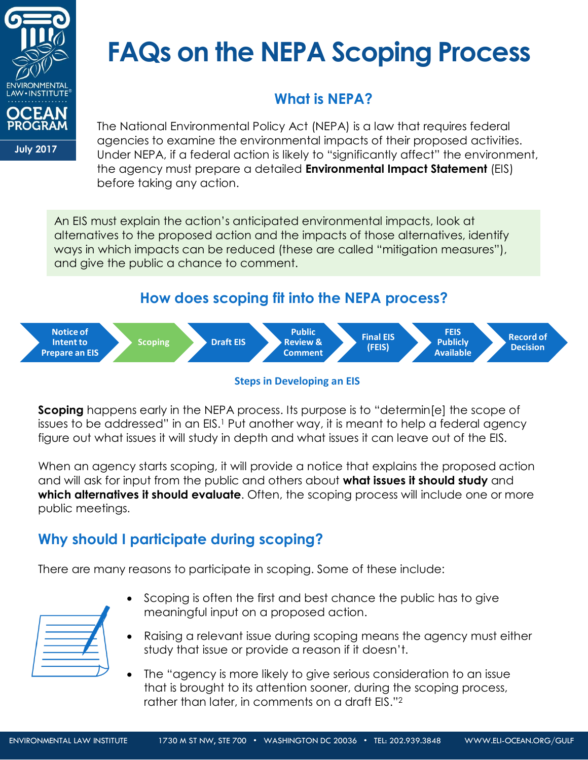ENVIRONMENTAL LAW • INSTITUTE®
OCEAN PROGRAM

July 2017

# FAQs on the NEPA Scoping Process

## What is NEPA?

The National Environmental Policy Act (NEPA) is a law that requires federal agencies to examine the environmental impacts of their proposed activities. Under NEPA, if a federal action is likely to "significantly affect" the environment, the agency must prepare a detailed **Environmental Impact Statement** (EIS) before taking any action.

An EIS must explain the action's anticipated environmental impacts, look at alternatives to the proposed action and the impacts of those alternatives, identify ways in which impacts can be reduced (these are called "mitigation measures"), and give the public a chance to comment.

## How does scoping fit into the NEPA process?

Notice of Intent to Prepare an EIS → Scoping → Draft EIS → Public Review & Comment → Final EIS (FEIS) → FEIS Publicly Available → Record of Decision

**Steps in Developing an EIS**

**Scoping** happens early in the NEPA process. Its purpose is to "determin[e] the scope of issues to be addressed" in an EIS.[1] Put another way, it is meant to help a federal agency figure out what issues it will study in depth and what issues it can leave out of the EIS.

When an agency starts scoping, it will provide a notice that explains the proposed action and will ask for input from the public and others about **what issues it should study** and **which alternatives it should evaluate**. Often, the scoping process will include one or more public meetings.

## Why should I participate during scoping?

There are many reasons to participate in scoping. Some of these include:

- Scoping is often the first and best chance the public has to give meaningful input on a proposed action.
- Raising a relevant issue during scoping means the agency must either study that issue or provide a reason if it doesn't.
- The "agency is more likely to give serious consideration to an issue that is brought to its attention sooner, during the scoping process, rather than later, in comments on a draft EIS."[2]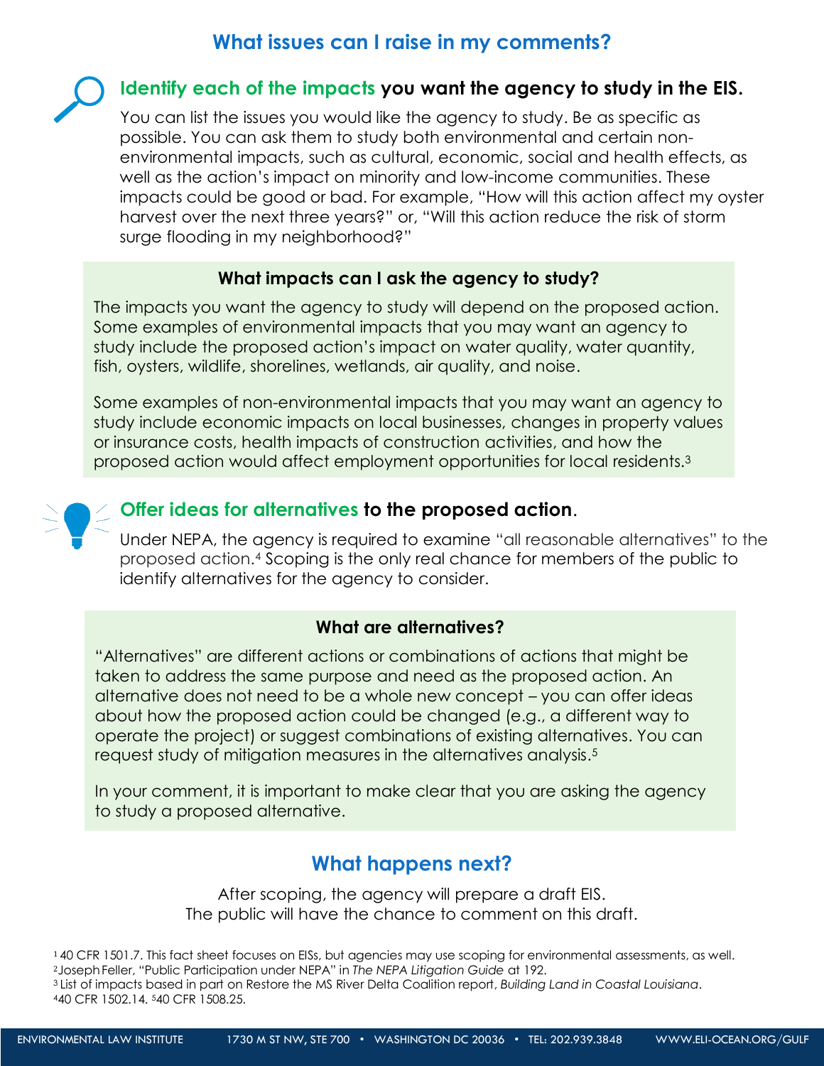## What issues can I raise in my comments?

### Identify each of the impacts you want the agency to study in the EIS.

You can list the issues you would like the agency to study. Be as specific as possible. You can ask them to study both environmental and certain non-environmental impacts, such as cultural, economic, social and health effects, as well as the action's impact on minority and low-income communities. These impacts could be good or bad. For example, "How will this action affect my oyster harvest over the next three years?" or, "Will this action reduce the risk of storm surge flooding in my neighborhood?"

#### What impacts can I ask the agency to study?

The impacts you want the agency to study will depend on the proposed action. Some examples of environmental impacts that you may want an agency to study include the proposed action's impact on water quality, water quantity, fish, oysters, wildlife, shorelines, wetlands, air quality, and noise.

Some examples of non-environmental impacts that you may want an agency to study include economic impacts on local businesses, changes in property values or insurance costs, health impacts of construction activities, and how the proposed action would affect employment opportunities for local residents.[3]

### Offer ideas for alternatives to the proposed action.

Under NEPA, the agency is required to examine "all reasonable alternatives" to the proposed action.[4] Scoping is the only real chance for members of the public to identify alternatives for the agency to consider.

#### What are alternatives?

"Alternatives" are different actions or combinations of actions that might be taken to address the same purpose and need as the proposed action. An alternative does not need to be a whole new concept – you can offer ideas about how the proposed action could be changed (e.g., a different way to operate the project) or suggest combinations of existing alternatives. You can request study of mitigation measures in the alternatives analysis.[5]

In your comment, it is important to make clear that you are asking the agency to study a proposed alternative.

## What happens next?

After scoping, the agency will prepare a draft EIS.
The public will have the chance to comment on this draft.

[1] 40 CFR 1501.7. This fact sheet focuses on EISs, but agencies may use scoping for environmental assessments, as well.
[2] Joseph Feller, "Public Participation under NEPA" in *The NEPA Litigation Guide* at 192.
[3] List of impacts based in part on Restore the MS River Delta Coalition report, *Building Land in Coastal Louisiana*.
[4] 40 CFR 1502.14. [5] 40 CFR 1508.25.

ENVIRONMENTAL LAW INSTITUTE 1730 M ST NW, STE 700 • WASHINGTON DC 20036 • TEL: 202.939.3848 WWW.ELI-OCEAN.ORG/GULF